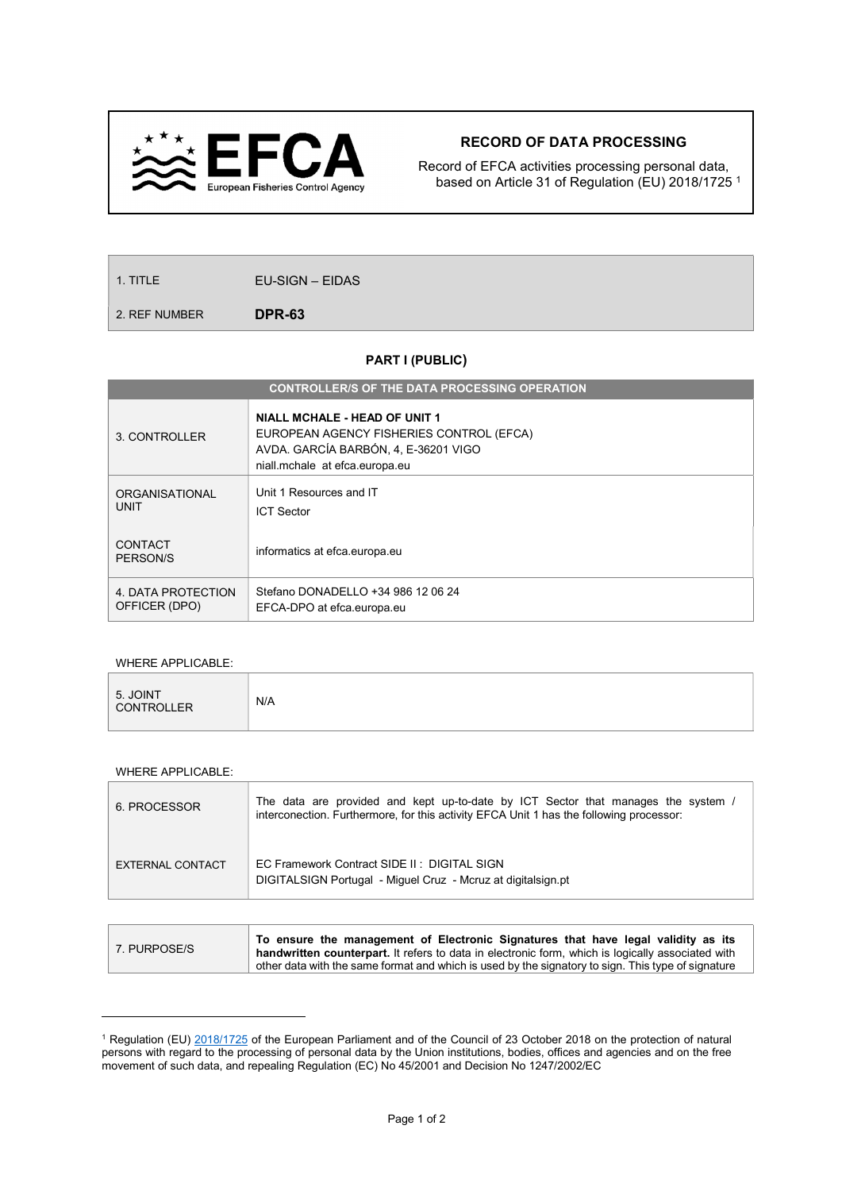# RECORD OF DATA PROCESSING

Record of EFCA activities processing personal data, based on Article 31 of Regulation (EU) 2018/1725 [1]

| | |
|---|---|
| 1. TITLE | EU-SIGN – EIDAS |
| 2. REF NUMBER | **DPR-63** |

## PART I (PUBLIC)

| CONTROLLER/S OF THE DATA PROCESSING OPERATION | |
|---|---|
| 3. CONTROLLER | **NIALL MCHALE - HEAD OF UNIT 1**<br>EUROPEAN AGENCY FISHERIES CONTROL (EFCA)<br>AVDA. GARCÍA BARBÓN, 4, E-36201 VIGO<br>niall.mchale at efca.europa.eu |
| ORGANISATIONAL UNIT | Unit 1 Resources and IT<br>ICT Sector |
| CONTACT PERSON/S | informatics at efca.europa.eu |
| 4. DATA PROTECTION OFFICER (DPO) | Stefano DONADELLO +34 986 12 06 24<br>EFCA-DPO at efca.europa.eu |

WHERE APPLICABLE:

| | |
|---|---|
| 5. JOINT CONTROLLER | N/A |

WHERE APPLICABLE:

| | |
|---|---|
| 6. PROCESSOR | The data are provided and kept up-to-date by ICT Sector that manages the system / interconection. Furthermore, for this activity EFCA Unit 1 has the following processor: |
| EXTERNAL CONTACT | EC Framework Contract SIDE II : DIGITAL SIGN<br>DIGITALSIGN Portugal - Miguel Cruz - Mcruz at digitalsign.pt |

| | |
|---|---|
| 7. PURPOSE/S | **To ensure the management of Electronic Signatures that have legal validity as its handwritten counterpart.** It refers to data in electronic form, which is logically associated with other data with the same format and which is used by the signatory to sign. This type of signature |

[1] Regulation (EU) 2018/1725 of the European Parliament and of the Council of 23 October 2018 on the protection of natural persons with regard to the processing of personal data by the Union institutions, bodies, offices and agencies and on the free movement of such data, and repealing Regulation (EC) No 45/2001 and Decision No 1247/2002/EC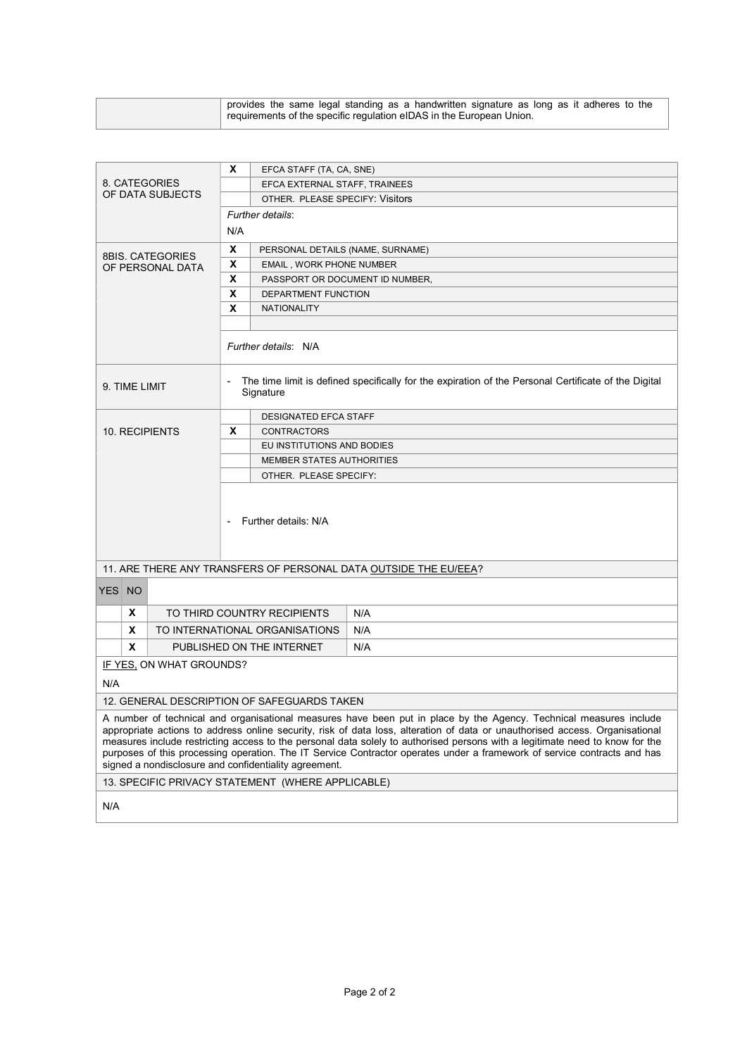| | |
|---|---|
| | provides the same legal standing as a handwritten signature as long as it adheres to the requirements of the specific regulation eIDAS in the European Union. |

| | | |
|---|---|---|
| 8. CATEGORIES OF DATA SUBJECTS | X | EFCA STAFF (TA, CA, SNE) |
| | | EFCA EXTERNAL STAFF, TRAINEES |
| | | OTHER. PLEASE SPECIFY: Visitors |
| | *Further details*: N/A | |
| 8BIS. CATEGORIES OF PERSONAL DATA | X | PERSONAL DETAILS (NAME, SURNAME) |
| | X | EMAIL , WORK PHONE NUMBER |
| | X | PASSPORT OR DOCUMENT ID NUMBER, |
| | X | DEPARTMENT FUNCTION |
| | X | NATIONALITY |
| | | |
| | *Further details*: N/A | |
| 9. TIME LIMIT | - The time limit is defined specifically for the expiration of the Personal Certificate of the Digital Signature | |
| 10. RECIPIENTS | | DESIGNATED EFCA STAFF |
| | X | CONTRACTORS |
| | | EU INSTITUTIONS AND BODIES |
| | | MEMBER STATES AUTHORITIES |
| | | OTHER. PLEASE SPECIFY: |
| | - Further details: N/A | |

11. ARE THERE ANY TRANSFERS OF PERSONAL DATA <u>OUTSIDE THE EU/EEA</u>?

| YES | NO | | |
|---|---|---|---|
| | X | TO THIRD COUNTRY RECIPIENTS | N/A |
| | X | TO INTERNATIONAL ORGANISATIONS | N/A |
| | X | PUBLISHED ON THE INTERNET | N/A |

<u>IF YES,</u> ON WHAT GROUNDS?

N/A

12. GENERAL DESCRIPTION OF SAFEGUARDS TAKEN

A number of technical and organisational measures have been put in place by the Agency. Technical measures include appropriate actions to address online security, risk of data loss, alteration of data or unauthorised access. Organisational measures include restricting access to the personal data solely to authorised persons with a legitimate need to know for the purposes of this processing operation. The IT Service Contractor operates under a framework of service contracts and has signed a nondisclosure and confidentiality agreement.

13. SPECIFIC PRIVACY STATEMENT (WHERE APPLICABLE)

N/A